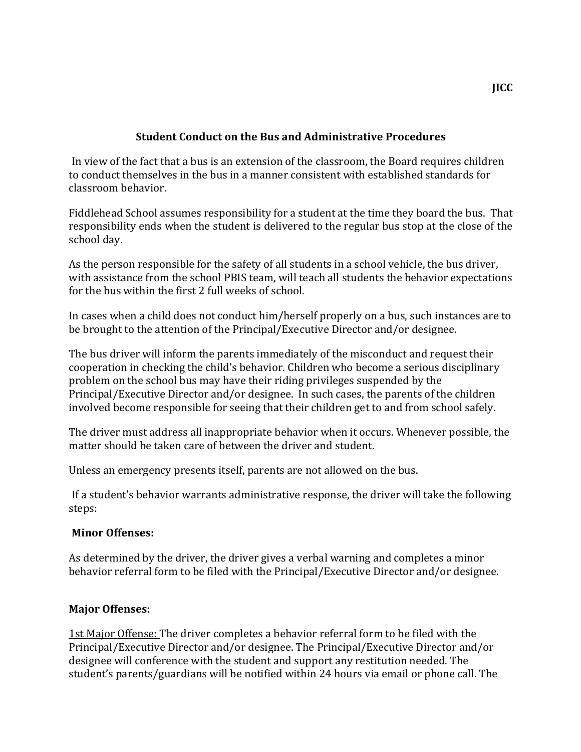**JICC**

# Student Conduct on the Bus and Administrative Procedures

In view of the fact that a bus is an extension of the classroom, the Board requires children to conduct themselves in the bus in a manner consistent with established standards for classroom behavior.

Fiddlehead School assumes responsibility for a student at the time they board the bus. That responsibility ends when the student is delivered to the regular bus stop at the close of the school day.

As the person responsible for the safety of all students in a school vehicle, the bus driver, with assistance from the school PBIS team, will teach all students the behavior expectations for the bus within the first 2 full weeks of school.

In cases when a child does not conduct him/herself properly on a bus, such instances are to be brought to the attention of the Principal/Executive Director and/or designee.

The bus driver will inform the parents immediately of the misconduct and request their cooperation in checking the child's behavior. Children who become a serious disciplinary problem on the school bus may have their riding privileges suspended by the Principal/Executive Director and/or designee. In such cases, the parents of the children involved become responsible for seeing that their children get to and from school safely.

The driver must address all inappropriate behavior when it occurs. Whenever possible, the matter should be taken care of between the driver and student.

Unless an emergency presents itself, parents are not allowed on the bus.

If a student's behavior warrants administrative response, the driver will take the following steps:

**Minor Offenses:**

As determined by the driver, the driver gives a verbal warning and completes a minor behavior referral form to be filed with the Principal/Executive Director and/or designee.

**Major Offenses:**

<u>1st Major Offense:</u> The driver completes a behavior referral form to be filed with the Principal/Executive Director and/or designee. The Principal/Executive Director and/or designee will conference with the student and support any restitution needed. The student's parents/guardians will be notified within 24 hours via email or phone call. The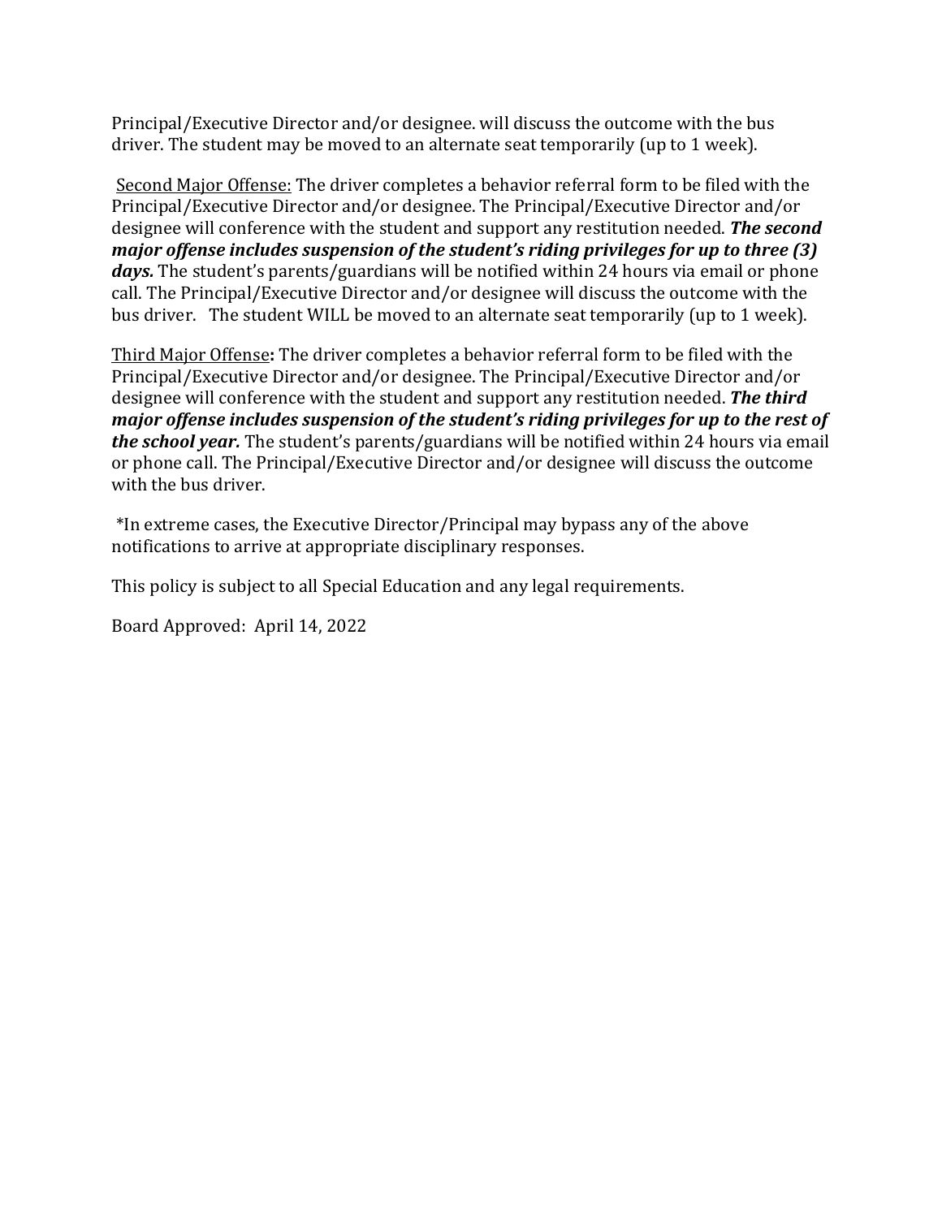Principal/Executive Director and/or designee. will discuss the outcome with the bus driver. The student may be moved to an alternate seat temporarily (up to 1 week).

<u>Second Major Offense:</u> The driver completes a behavior referral form to be filed with the Principal/Executive Director and/or designee. The Principal/Executive Director and/or designee will conference with the student and support any restitution needed. ***The second major offense includes suspension of the student's riding privileges for up to three (3) days.*** The student's parents/guardians will be notified within 24 hours via email or phone call. The Principal/Executive Director and/or designee will discuss the outcome with the bus driver. The student WILL be moved to an alternate seat temporarily (up to 1 week).

<u>Third Major Offense</u>**:** The driver completes a behavior referral form to be filed with the Principal/Executive Director and/or designee. The Principal/Executive Director and/or designee will conference with the student and support any restitution needed. ***The third major offense includes suspension of the student's riding privileges for up to the rest of the school year.*** The student's parents/guardians will be notified within 24 hours via email or phone call. The Principal/Executive Director and/or designee will discuss the outcome with the bus driver.

*In extreme cases, the Executive Director/Principal may bypass any of the above notifications to arrive at appropriate disciplinary responses.

This policy is subject to all Special Education and any legal requirements.

Board Approved: April 14, 2022